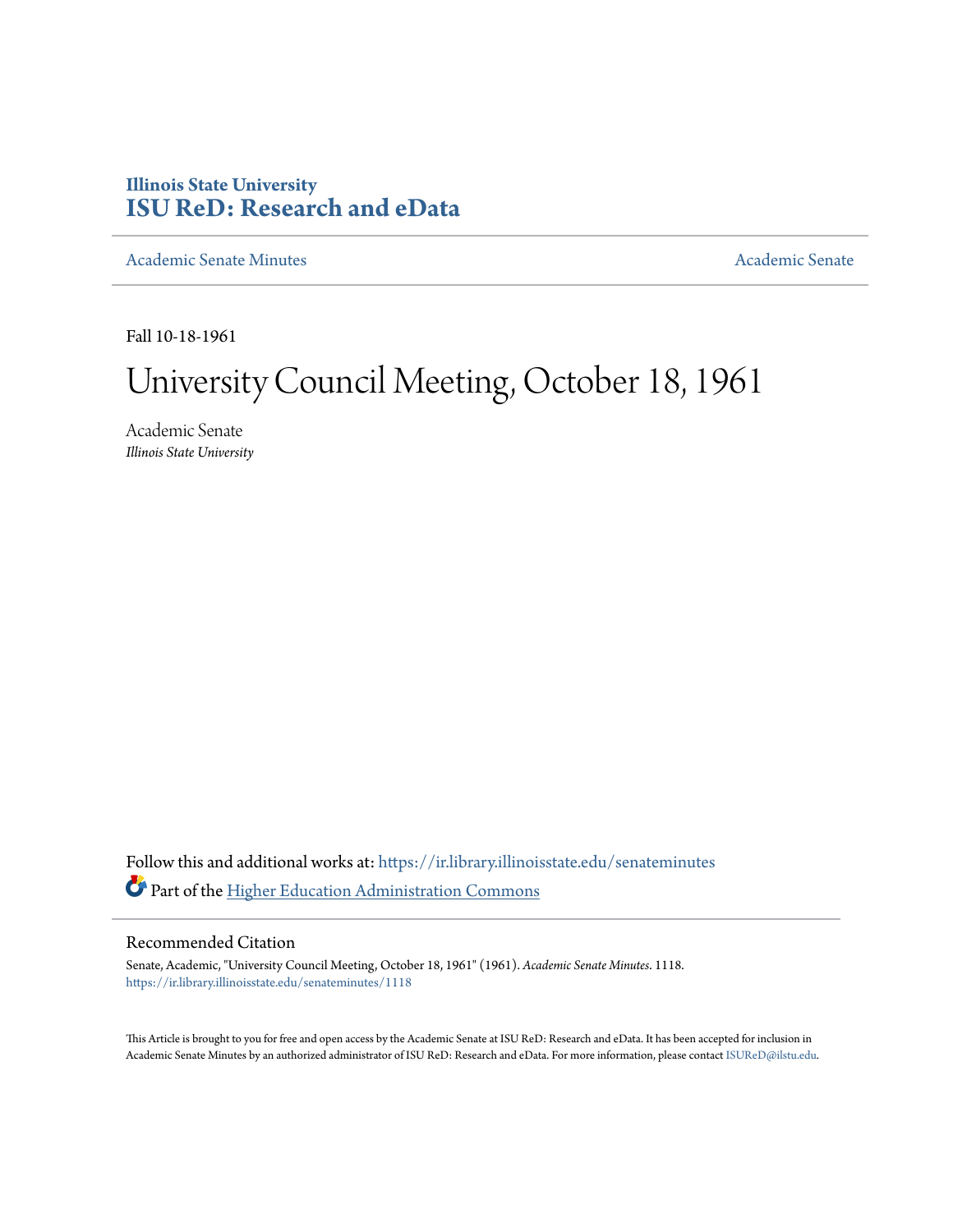Illinois State University
**ISU ReD: Research and eData**

Academic Senate Minutes

Academic Senate

Fall 10-18-1961

# University Council Meeting, October 18, 1961

Academic Senate
*Illinois State University*

Follow this and additional works at: https://ir.library.illinoisstate.edu/senateminutes

Part of the Higher Education Administration Commons

## Recommended Citation

Senate, Academic, "University Council Meeting, October 18, 1961" (1961). *Academic Senate Minutes*. 1118.
https://ir.library.illinoisstate.edu/senateminutes/1118

This Article is brought to you for free and open access by the Academic Senate at ISU ReD: Research and eData. It has been accepted for inclusion in Academic Senate Minutes by an authorized administrator of ISU ReD: Research and eData. For more information, please contact ISUReD@ilstu.edu.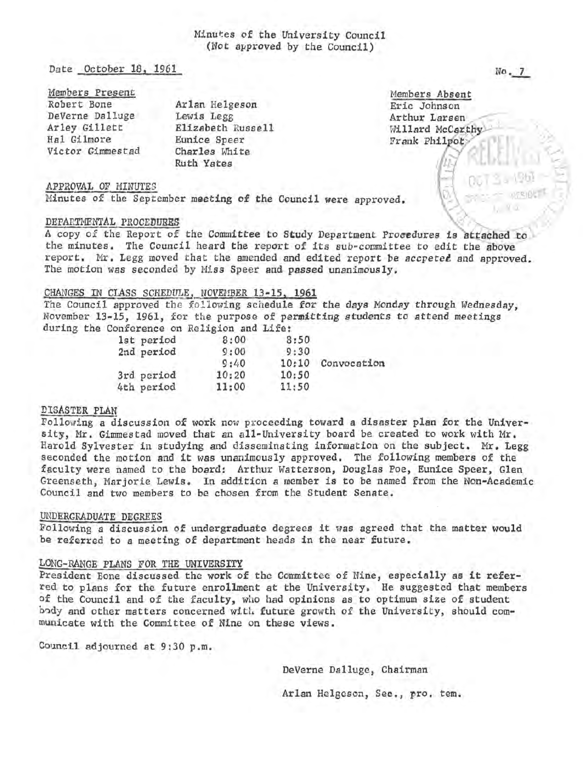# Minutes of the University Council
(Not approved by the Council)

Date October 18, 1961

No. 7

| Members Present | | Members Absent |
|---|---|---|
| Robert Bone | Arlan Helgeson | Eric Johnson |
| DeVerne Dalluge | Lewis Legg | Arthur Larsen |
| Arley Gillett | Elizabeth Russell | Willard McCarthy |
| Hal Gilmore | Eunice Speer | Frank Philpot |
| Victor Gimmestad | Charles White | |
| | Ruth Yates | |

## APPROVAL OF MINUTES

Minutes of the September meeting of the Council were approved.

## DEPARTMENTAL PROCEDURES

A copy of the Report of the Committee to Study Department Procedures is attached to the minutes. The Council heard the report of its sub-committee to edit the above report. Mr. Legg moved that the amended and edited report be accpeted and approved. The motion was seconded by Miss Speer and passed unanimously.

## CHANGES IN CLASS SCHEDULE, NOVEMBER 13-15, 1961

The Council approved the following schedule for the days Monday through Wednesday, November 13-15, 1961, for the purpose of permitting students to attend meetings during the Conference on Religion and Life:

| | | | |
|---|---|---|---|
| 1st period | 8:00 | 8:50 | |
| 2nd period | 9:00 | 9:30 | |
| | 9:40 | 10:10 | Convocation |
| 3rd period | 10:20 | 10:50 | |
| 4th period | 11:00 | 11:50 | |

## DISASTER PLAN

Following a discussion of work now proceeding toward a disaster plan for the University, Mr. Gimmestad moved that an all-University board be created to work with Mr. Harold Sylvester in studying and disseminating information on the subject. Mr. Legg seconded the motion and it was unanimously approved. The following members of the faculty were named to the board: Arthur Watterson, Douglas Poe, Eunice Speer, Glen Greenseth, Marjorie Lewis. In addition a member is to be named from the Non-Academic Council and two members to be chosen from the Student Senate.

## UNDERGRADUATE DEGREES

Following a discussion of undergraduate degrees it was agreed that the matter would be referred to a meeting of department heads in the near future.

## LONG-RANGE PLANS FOR THE UNIVERSITY

President Bone discussed the work of the Committee of Nine, especially as it referred to plans for the future enrollment at the University. He suggested that members of the Council and of the faculty, who had opinions as to optimum size of student body and other matters concerned with future growth of the University, should communicate with the Committee of Nine on these views.

Council adjourned at 9:30 p.m.

DeVerne Dalluge, Chairman

Arlan Helgeson, Sec., pro. tem.